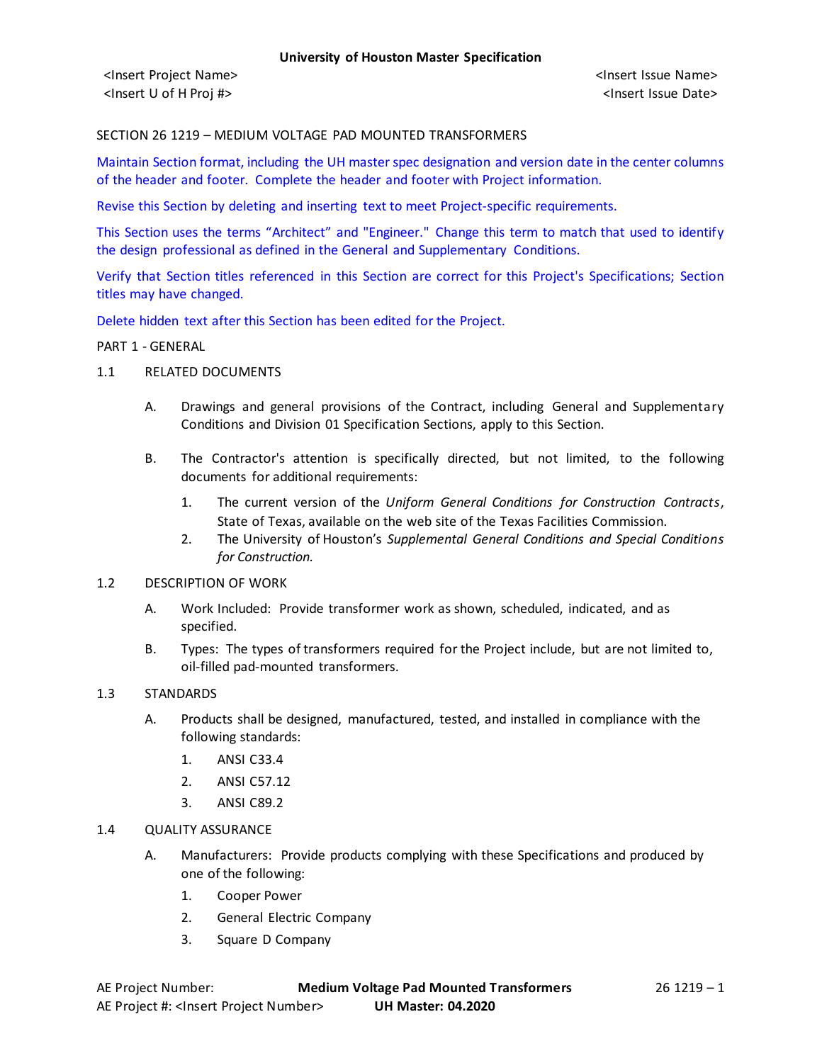SECTION 26 1219 – MEDIUM VOLTAGE PAD MOUNTED TRANSFORMERS

Maintain Section format, including the UH master spec designation and version date in the center columns of the header and footer. Complete the header and footer with Project information.

Revise this Section by deleting and inserting text to meet Project-specific requirements.

This Section uses the terms "Architect" and "Engineer." Change this term to match that used to identify the design professional as defined in the General and Supplementary Conditions.

Verify that Section titles referenced in this Section are correct for this Project's Specifications; Section titles may have changed.

Delete hidden text after this Section has been edited for the Project.

## PART 1 - GENERAL

### 1.1 RELATED DOCUMENTS

A. Drawings and general provisions of the Contract, including General and Supplementary Conditions and Division 01 Specification Sections, apply to this Section.

B. The Contractor's attention is specifically directed, but not limited, to the following documents for additional requirements:

1. The current version of the *Uniform General Conditions for Construction Contracts*, State of Texas, available on the web site of the Texas Facilities Commission.
2. The University of Houston's *Supplemental General Conditions and Special Conditions for Construction.*

### 1.2 DESCRIPTION OF WORK

A. Work Included: Provide transformer work as shown, scheduled, indicated, and as specified.

B. Types: The types of transformers required for the Project include, but are not limited to, oil-filled pad-mounted transformers.

### 1.3 STANDARDS

A. Products shall be designed, manufactured, tested, and installed in compliance with the following standards:

1. ANSI C33.4
2. ANSI C57.12
3. ANSI C89.2

### 1.4 QUALITY ASSURANCE

A. Manufacturers: Provide products complying with these Specifications and produced by one of the following:

1. Cooper Power
2. General Electric Company
3. Square D Company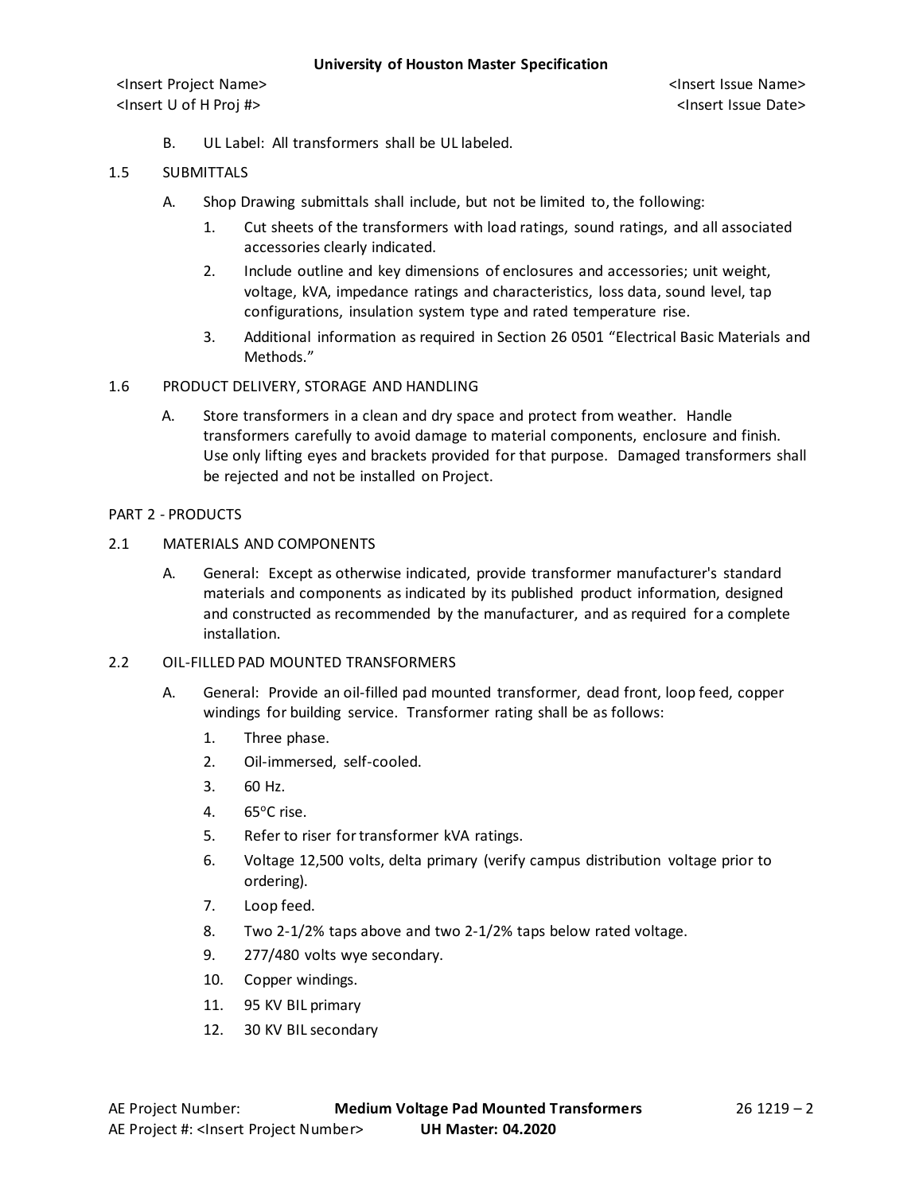B. UL Label: All transformers shall be UL labeled.

## 1.5 SUBMITTALS

A. Shop Drawing submittals shall include, but not be limited to, the following:

1. Cut sheets of the transformers with load ratings, sound ratings, and all associated accessories clearly indicated.
2. Include outline and key dimensions of enclosures and accessories; unit weight, voltage, kVA, impedance ratings and characteristics, loss data, sound level, tap configurations, insulation system type and rated temperature rise.
3. Additional information as required in Section 26 0501 "Electrical Basic Materials and Methods."

## 1.6 PRODUCT DELIVERY, STORAGE AND HANDLING

A. Store transformers in a clean and dry space and protect from weather. Handle transformers carefully to avoid damage to material components, enclosure and finish. Use only lifting eyes and brackets provided for that purpose. Damaged transformers shall be rejected and not be installed on Project.

# PART 2 - PRODUCTS

## 2.1 MATERIALS AND COMPONENTS

A. General: Except as otherwise indicated, provide transformer manufacturer's standard materials and components as indicated by its published product information, designed and constructed as recommended by the manufacturer, and as required for a complete installation.

## 2.2 OIL-FILLED PAD MOUNTED TRANSFORMERS

A. General: Provide an oil-filled pad mounted transformer, dead front, loop feed, copper windings for building service. Transformer rating shall be as follows:

1. Three phase.
2. Oil-immersed, self-cooled.
3. 60 Hz.
4. 65°C rise.
5. Refer to riser for transformer kVA ratings.
6. Voltage 12,500 volts, delta primary (verify campus distribution voltage prior to ordering).
7. Loop feed.
8. Two 2-1/2% taps above and two 2-1/2% taps below rated voltage.
9. 277/480 volts wye secondary.
10. Copper windings.
11. 95 KV BIL primary
12. 30 KV BIL secondary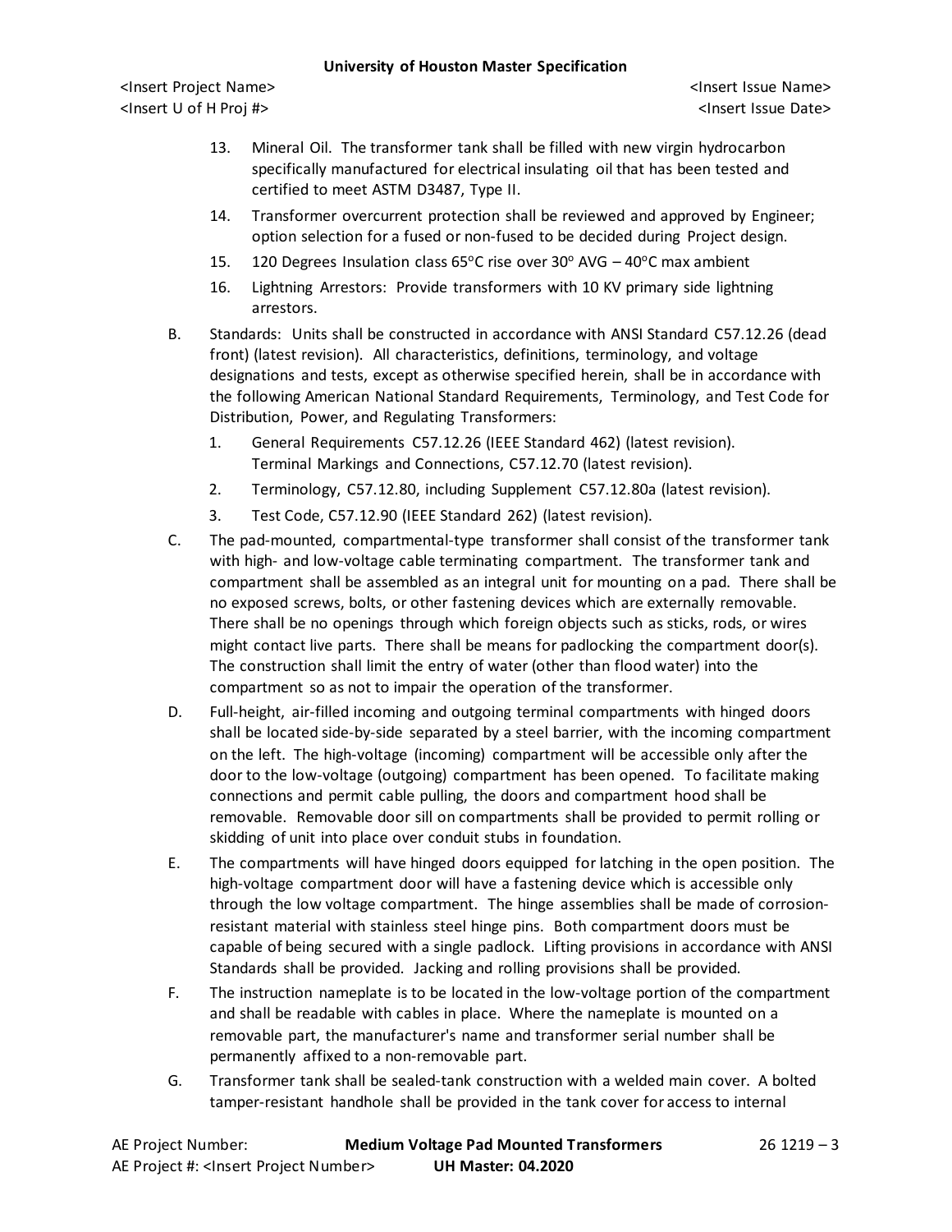13. Mineral Oil. The transformer tank shall be filled with new virgin hydrocarbon specifically manufactured for electrical insulating oil that has been tested and certified to meet ASTM D3487, Type II.
14. Transformer overcurrent protection shall be reviewed and approved by Engineer; option selection for a fused or non-fused to be decided during Project design.
15. 120 Degrees Insulation class 65°C rise over 30° AVG – 40°C max ambient
16. Lightning Arrestors: Provide transformers with 10 KV primary side lightning arrestors.

B. Standards: Units shall be constructed in accordance with ANSI Standard C57.12.26 (dead front) (latest revision). All characteristics, definitions, terminology, and voltage designations and tests, except as otherwise specified herein, shall be in accordance with the following American National Standard Requirements, Terminology, and Test Code for Distribution, Power, and Regulating Transformers:

1. General Requirements C57.12.26 (IEEE Standard 462) (latest revision). Terminal Markings and Connections, C57.12.70 (latest revision).
2. Terminology, C57.12.80, including Supplement C57.12.80a (latest revision).
3. Test Code, C57.12.90 (IEEE Standard 262) (latest revision).

C. The pad-mounted, compartmental-type transformer shall consist of the transformer tank with high- and low-voltage cable terminating compartment. The transformer tank and compartment shall be assembled as an integral unit for mounting on a pad. There shall be no exposed screws, bolts, or other fastening devices which are externally removable. There shall be no openings through which foreign objects such as sticks, rods, or wires might contact live parts. There shall be means for padlocking the compartment door(s). The construction shall limit the entry of water (other than flood water) into the compartment so as not to impair the operation of the transformer.

D. Full-height, air-filled incoming and outgoing terminal compartments with hinged doors shall be located side-by-side separated by a steel barrier, with the incoming compartment on the left. The high-voltage (incoming) compartment will be accessible only after the door to the low-voltage (outgoing) compartment has been opened. To facilitate making connections and permit cable pulling, the doors and compartment hood shall be removable. Removable door sill on compartments shall be provided to permit rolling or skidding of unit into place over conduit stubs in foundation.

E. The compartments will have hinged doors equipped for latching in the open position. The high-voltage compartment door will have a fastening device which is accessible only through the low voltage compartment. The hinge assemblies shall be made of corrosion-resistant material with stainless steel hinge pins. Both compartment doors must be capable of being secured with a single padlock. Lifting provisions in accordance with ANSI Standards shall be provided. Jacking and rolling provisions shall be provided.

F. The instruction nameplate is to be located in the low-voltage portion of the compartment and shall be readable with cables in place. Where the nameplate is mounted on a removable part, the manufacturer's name and transformer serial number shall be permanently affixed to a non-removable part.

G. Transformer tank shall be sealed-tank construction with a welded main cover. A bolted tamper-resistant handhole shall be provided in the tank cover for access to internal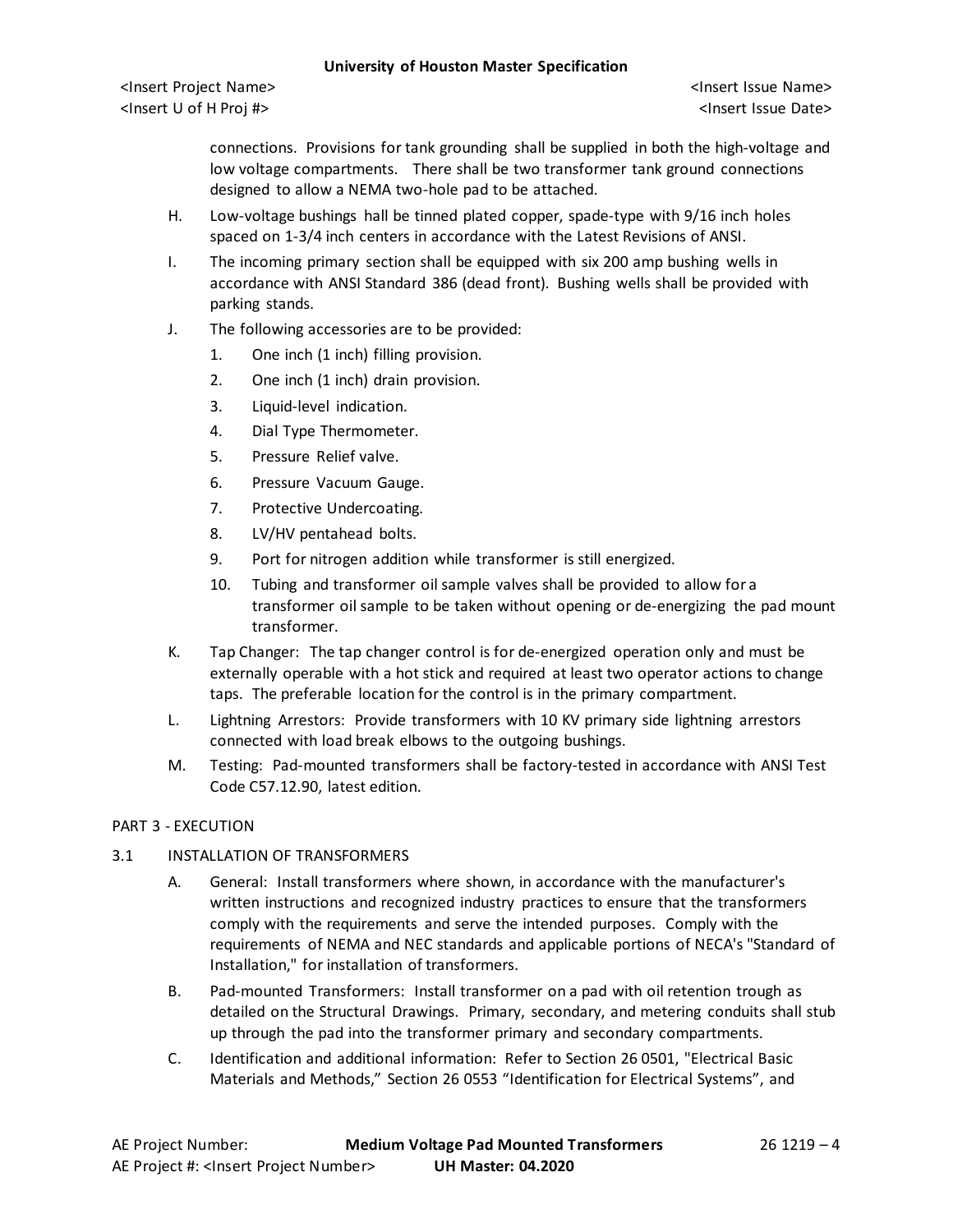connections. Provisions for tank grounding shall be supplied in both the high-voltage and low voltage compartments. There shall be two transformer tank ground connections designed to allow a NEMA two-hole pad to be attached.

H. Low-voltage bushings hall be tinned plated copper, spade-type with 9/16 inch holes spaced on 1-3/4 inch centers in accordance with the Latest Revisions of ANSI.

I. The incoming primary section shall be equipped with six 200 amp bushing wells in accordance with ANSI Standard 386 (dead front). Bushing wells shall be provided with parking stands.

J. The following accessories are to be provided:

1. One inch (1 inch) filling provision.
2. One inch (1 inch) drain provision.
3. Liquid-level indication.
4. Dial Type Thermometer.
5. Pressure Relief valve.
6. Pressure Vacuum Gauge.
7. Protective Undercoating.
8. LV/HV pentahead bolts.
9. Port for nitrogen addition while transformer is still energized.
10. Tubing and transformer oil sample valves shall be provided to allow for a transformer oil sample to be taken without opening or de-energizing the pad mount transformer.

K. Tap Changer: The tap changer control is for de-energized operation only and must be externally operable with a hot stick and required at least two operator actions to change taps. The preferable location for the control is in the primary compartment.

L. Lightning Arrestors: Provide transformers with 10 KV primary side lightning arrestors connected with load break elbows to the outgoing bushings.

M. Testing: Pad-mounted transformers shall be factory-tested in accordance with ANSI Test Code C57.12.90, latest edition.

## PART 3 - EXECUTION

### 3.1 INSTALLATION OF TRANSFORMERS

A. General: Install transformers where shown, in accordance with the manufacturer's written instructions and recognized industry practices to ensure that the transformers comply with the requirements and serve the intended purposes. Comply with the requirements of NEMA and NEC standards and applicable portions of NECA's "Standard of Installation," for installation of transformers.

B. Pad-mounted Transformers: Install transformer on a pad with oil retention trough as detailed on the Structural Drawings. Primary, secondary, and metering conduits shall stub up through the pad into the transformer primary and secondary compartments.

C. Identification and additional information: Refer to Section 26 0501, "Electrical Basic Materials and Methods," Section 26 0553 "Identification for Electrical Systems", and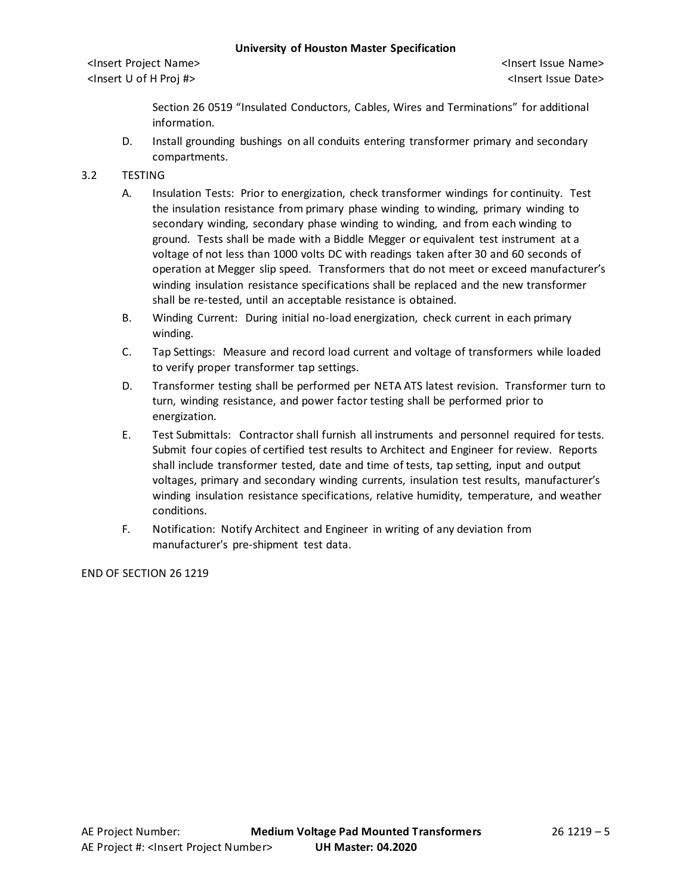Section 26 0519 “Insulated Conductors, Cables, Wires and Terminations” for additional information.

D. Install grounding bushings on all conduits entering transformer primary and secondary compartments.

3.2 TESTING

A. Insulation Tests: Prior to energization, check transformer windings for continuity. Test the insulation resistance from primary phase winding to winding, primary winding to secondary winding, secondary phase winding to winding, and from each winding to ground. Tests shall be made with a Biddle Megger or equivalent test instrument at a voltage of not less than 1000 volts DC with readings taken after 30 and 60 seconds of operation at Megger slip speed. Transformers that do not meet or exceed manufacturer's winding insulation resistance specifications shall be replaced and the new transformer shall be re-tested, until an acceptable resistance is obtained.

B. Winding Current: During initial no-load energization, check current in each primary winding.

C. Tap Settings: Measure and record load current and voltage of transformers while loaded to verify proper transformer tap settings.

D. Transformer testing shall be performed per NETA ATS latest revision. Transformer turn to turn, winding resistance, and power factor testing shall be performed prior to energization.

E. Test Submittals: Contractor shall furnish all instruments and personnel required for tests. Submit four copies of certified test results to Architect and Engineer for review. Reports shall include transformer tested, date and time of tests, tap setting, input and output voltages, primary and secondary winding currents, insulation test results, manufacturer's winding insulation resistance specifications, relative humidity, temperature, and weather conditions.

F. Notification: Notify Architect and Engineer in writing of any deviation from manufacturer's pre-shipment test data.

END OF SECTION 26 1219